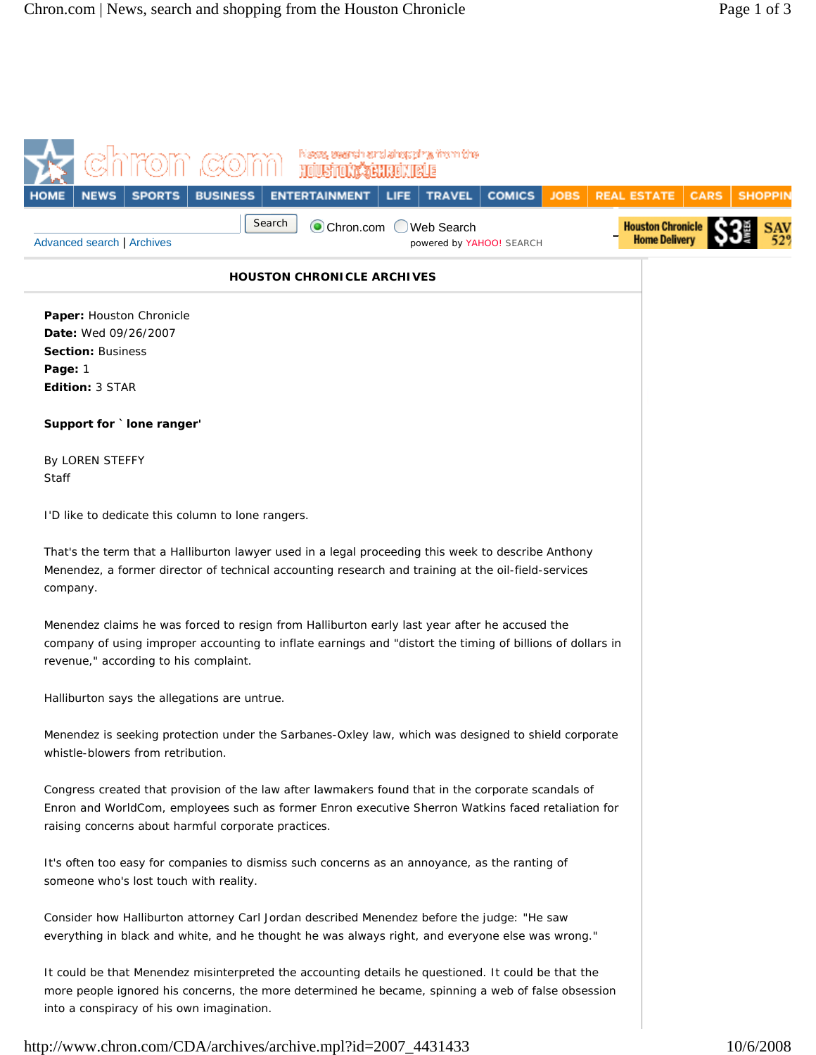## HOUSTON CHRONICLE ARCHIVES

**Paper:** Houston Chronicle
**Date:** Wed 09/26/2007
**Section:** Business
**Page:** 1
**Edition:** 3 STAR

**Support for ` lone ranger'**

By LOREN STEFFY
Staff

I'D like to dedicate this column to lone rangers.

That's the term that a Halliburton lawyer used in a legal proceeding this week to describe Anthony Menendez, a former director of technical accounting research and training at the oil-field-services company.

Menendez claims he was forced to resign from Halliburton early last year after he accused the company of using improper accounting to inflate earnings and "distort the timing of billions of dollars in revenue," according to his complaint.

Halliburton says the allegations are untrue.

Menendez is seeking protection under the Sarbanes-Oxley law, which was designed to shield corporate whistle-blowers from retribution.

Congress created that provision of the law after lawmakers found that in the corporate scandals of Enron and WorldCom, employees such as former Enron executive Sherron Watkins faced retaliation for raising concerns about harmful corporate practices.

It's often too easy for companies to dismiss such concerns as an annoyance, as the ranting of someone who's lost touch with reality.

Consider how Halliburton attorney Carl Jordan described Menendez before the judge: "He saw everything in black and white, and he thought he was always right, and everyone else was wrong."

It could be that Menendez misinterpreted the accounting details he questioned. It could be that the more people ignored his concerns, the more determined he became, spinning a web of false obsession into a conspiracy of his own imagination.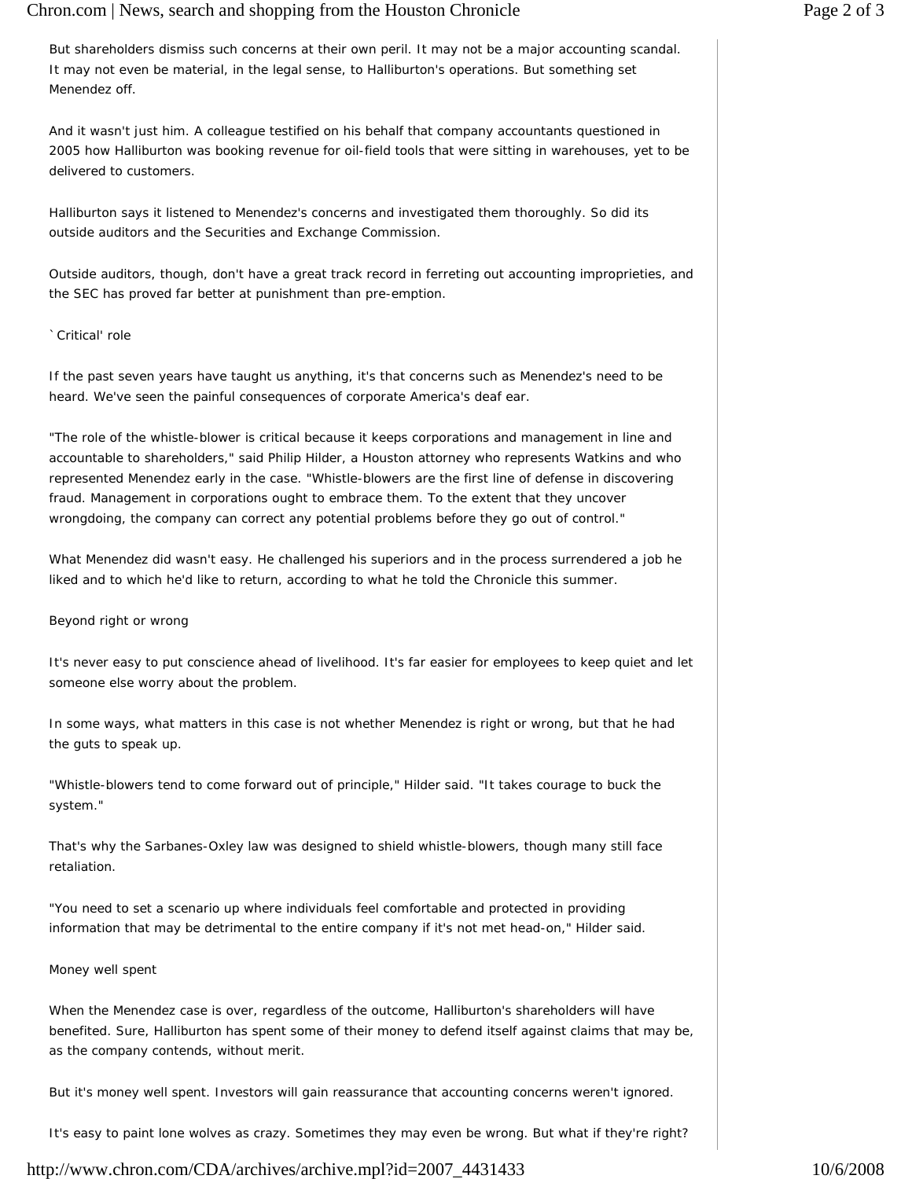But shareholders dismiss such concerns at their own peril. It may not be a major accounting scandal. It may not even be material, in the legal sense, to Halliburton's operations. But something set Menendez off.

And it wasn't just him. A colleague testified on his behalf that company accountants questioned in 2005 how Halliburton was booking revenue for oil-field tools that were sitting in warehouses, yet to be delivered to customers.

Halliburton says it listened to Menendez's concerns and investigated them thoroughly. So did its outside auditors and the Securities and Exchange Commission.

Outside auditors, though, don't have a great track record in ferreting out accounting improprieties, and the SEC has proved far better at punishment than pre-emption.

`Critical' role

If the past seven years have taught us anything, it's that concerns such as Menendez's need to be heard. We've seen the painful consequences of corporate America's deaf ear.

"The role of the whistle-blower is critical because it keeps corporations and management in line and accountable to shareholders," said Philip Hilder, a Houston attorney who represents Watkins and who represented Menendez early in the case. "Whistle-blowers are the first line of defense in discovering fraud. Management in corporations ought to embrace them. To the extent that they uncover wrongdoing, the company can correct any potential problems before they go out of control."

What Menendez did wasn't easy. He challenged his superiors and in the process surrendered a job he liked and to which he'd like to return, according to what he told the Chronicle this summer.

Beyond right or wrong

It's never easy to put conscience ahead of livelihood. It's far easier for employees to keep quiet and let someone else worry about the problem.

In some ways, what matters in this case is not whether Menendez is right or wrong, but that he had the guts to speak up.

"Whistle-blowers tend to come forward out of principle," Hilder said. "It takes courage to buck the system."

That's why the Sarbanes-Oxley law was designed to shield whistle-blowers, though many still face retaliation.

"You need to set a scenario up where individuals feel comfortable and protected in providing information that may be detrimental to the entire company if it's not met head-on," Hilder said.

Money well spent

When the Menendez case is over, regardless of the outcome, Halliburton's shareholders will have benefited. Sure, Halliburton has spent some of their money to defend itself against claims that may be, as the company contends, without merit.

But it's money well spent. Investors will gain reassurance that accounting concerns weren't ignored.

It's easy to paint lone wolves as crazy. Sometimes they may even be wrong. But what if they're right?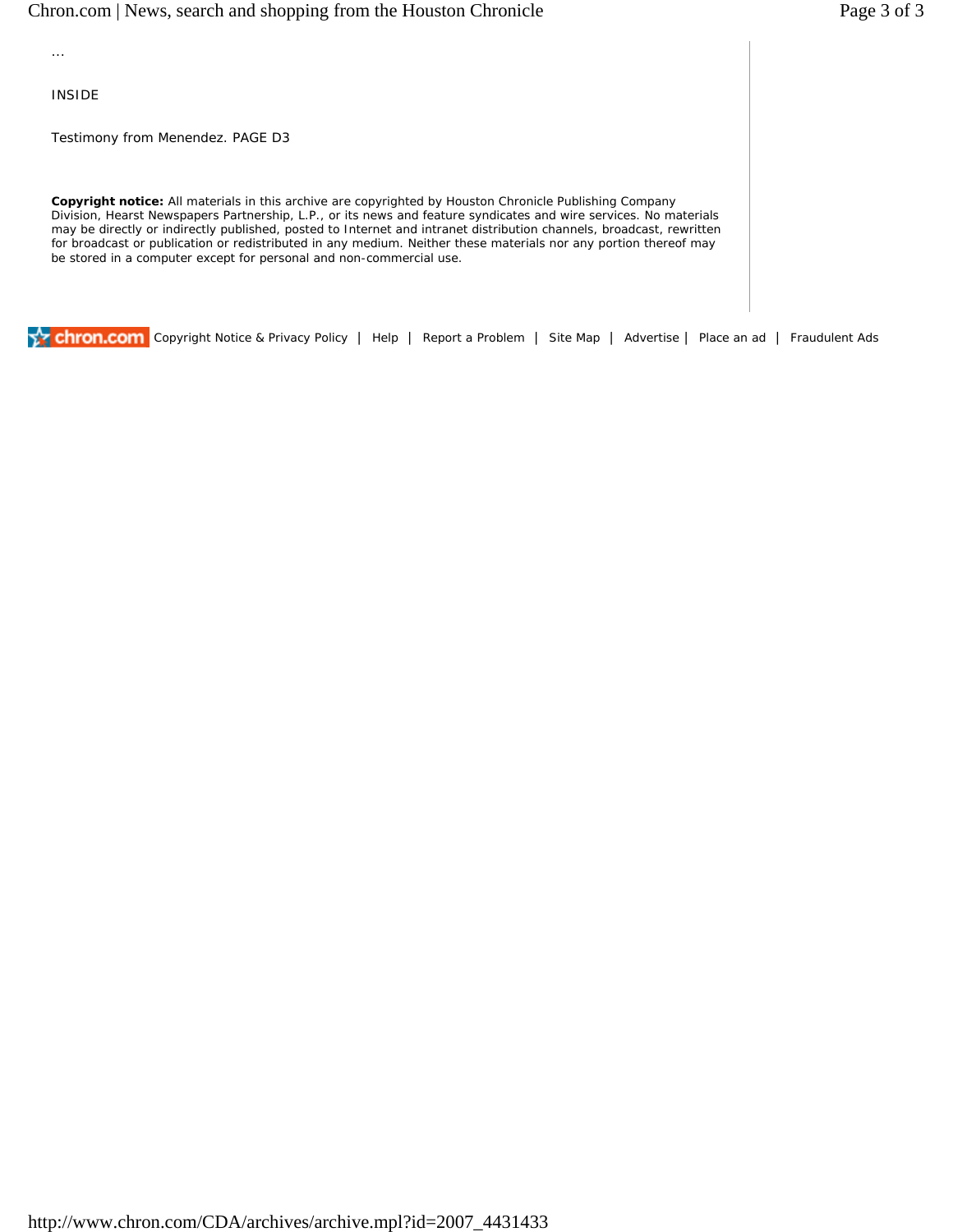...

INSIDE

Testimony from Menendez. PAGE D3

**Copyright notice:** All materials in this archive are copyrighted by Houston Chronicle Publishing Company Division, Hearst Newspapers Partnership, L.P., or its news and feature syndicates and wire services. No materials may be directly or indirectly published, posted to Internet and intranet distribution channels, broadcast, rewritten for broadcast or publication or redistributed in any medium. Neither these materials nor any portion thereof may be stored in a computer except for personal and non-commercial use.

chron.com Copyright Notice & Privacy Policy | Help | Report a Problem | Site Map | Advertise | Place an ad | Fraudulent Ads